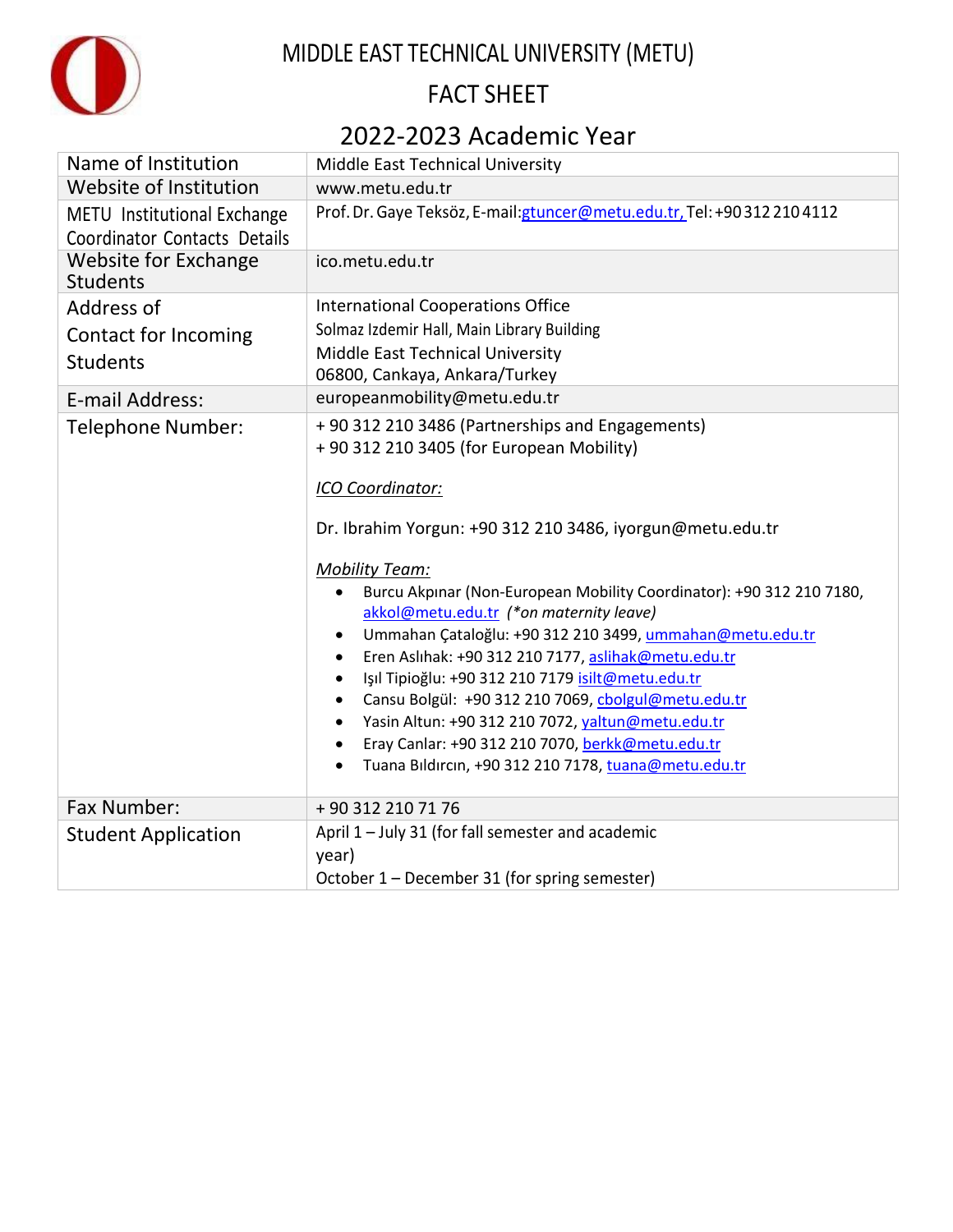# MIDDLE EAST TECHNICAL UNIVERSITY (METU)

## FACT SHEET

## 2022-2023 Academic Year

| | |
|---|---|
| Name of Institution | Middle East Technical University |
| Website of Institution | www.metu.edu.tr |
| METU Institutional Exchange Coordinator Contacts Details | Prof. Dr. Gaye Teksöz, E-mail:gtuncer@metu.edu.tr, Tel: +90 312 210 4112 |
| Website for Exchange Students | ico.metu.edu.tr |
| Address of Contact for Incoming Students | International Cooperations Office<br>Solmaz Izdemir Hall, Main Library Building<br>Middle East Technical University<br>06800, Cankaya, Ankara/Turkey |
| E-mail Address: | europeanmobility@metu.edu.tr |
| Telephone Number: | + 90 312 210 3486 (Partnerships and Engagements)<br>+ 90 312 210 3405 (for European Mobility)<br><br>*ICO Coordinator:*<br><br>Dr. Ibrahim Yorgun: +90 312 210 3486, iyorgun@metu.edu.tr<br><br>*Mobility Team:*<br>• Burcu Akpınar (Non-European Mobility Coordinator): +90 312 210 7180, akkol@metu.edu.tr *(*on maternity leave)*<br>• Ummahan Çataloğlu: +90 312 210 3499, ummahan@metu.edu.tr<br>• Eren Aslıhak: +90 312 210 7177, aslihak@metu.edu.tr<br>• Işıl Tipioğlu: +90 312 210 7179 isilt@metu.edu.tr<br>• Cansu Bolgül: +90 312 210 7069, cbolgul@metu.edu.tr<br>• Yasin Altun: +90 312 210 7072, yaltun@metu.edu.tr<br>• Eray Canlar: +90 312 210 7070, berkk@metu.edu.tr<br>• Tuana Bıldırcın, +90 312 210 7178, tuana@metu.edu.tr |
| Fax Number: | + 90 312 210 71 76 |
| Student Application | April 1 – July 31 (for fall semester and academic year)<br>October 1 – December 31 (for spring semester) |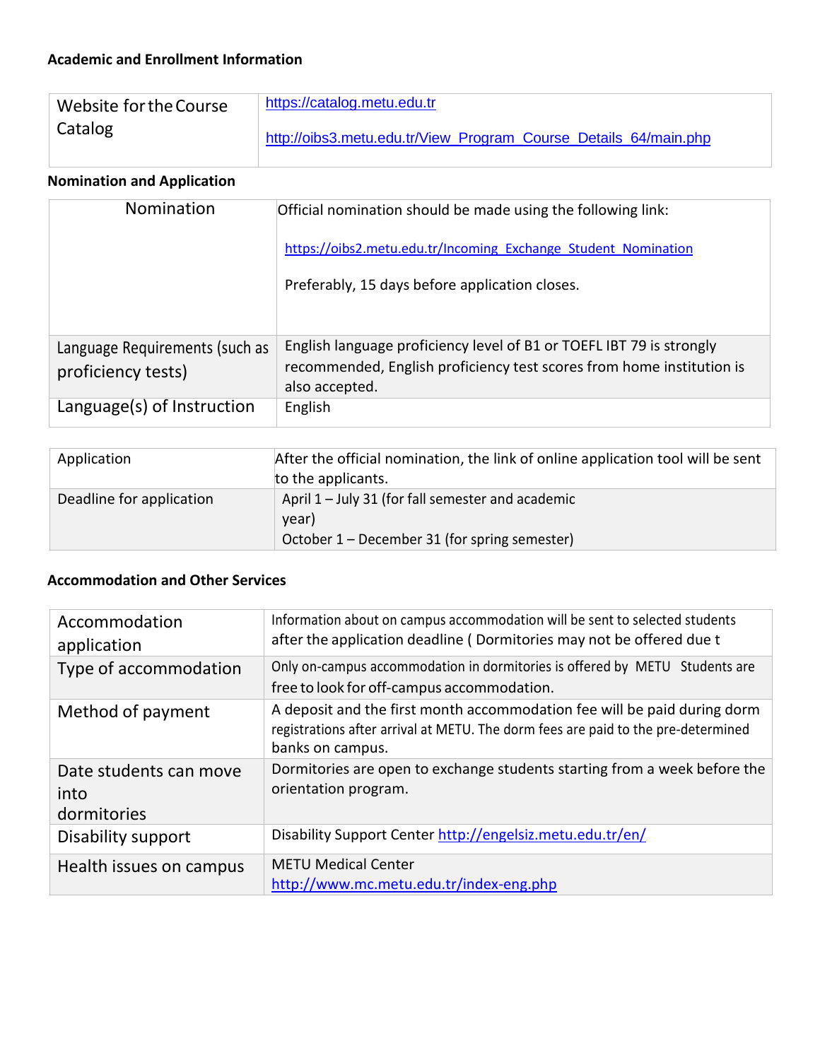**Academic and Enrollment Information**

| | |
|---|---|
| Website for the Course Catalog | https://catalog.metu.edu.tr<br><br>http://oibs3.metu.edu.tr/View_Program_Course_Details_64/main.php |

**Nomination and Application**

| | |
|---|---|
| Nomination | Official nomination should be made using the following link:<br><br>https://oibs2.metu.edu.tr/Incoming_Exchange_Student_Nomination<br><br>Preferably, 15 days before application closes. |
| Language Requirements (such as proficiency tests) | English language proficiency level of B1 or TOEFL IBT 79 is strongly recommended, English proficiency test scores from home institution is also accepted. |
| Language(s) of Instruction | English |

| | |
|---|---|
| Application | After the official nomination, the link of online application tool will be sent to the applicants. |
| Deadline for application | April 1 – July 31 (for fall semester and academic year)<br>October 1 – December 31 (for spring semester) |

**Accommodation and Other Services**

| | |
|---|---|
| Accommodation application | Information about on campus accommodation will be sent to selected students after the application deadline ( Dormitories may not be offered due t |
| Type of accommodation | Only on-campus accommodation in dormitories is offered by METU Students are free to look for off-campus accommodation. |
| Method of payment | A deposit and the first month accommodation fee will be paid during dorm registrations after arrival at METU. The dorm fees are paid to the pre-determined banks on campus. |
| Date students can move into dormitories | Dormitories are open to exchange students starting from a week before the orientation program. |
| Disability support | Disability Support Center http://engelsiz.metu.edu.tr/en/ |
| Health issues on campus | METU Medical Center<br>http://www.mc.metu.edu.tr/index-eng.php |